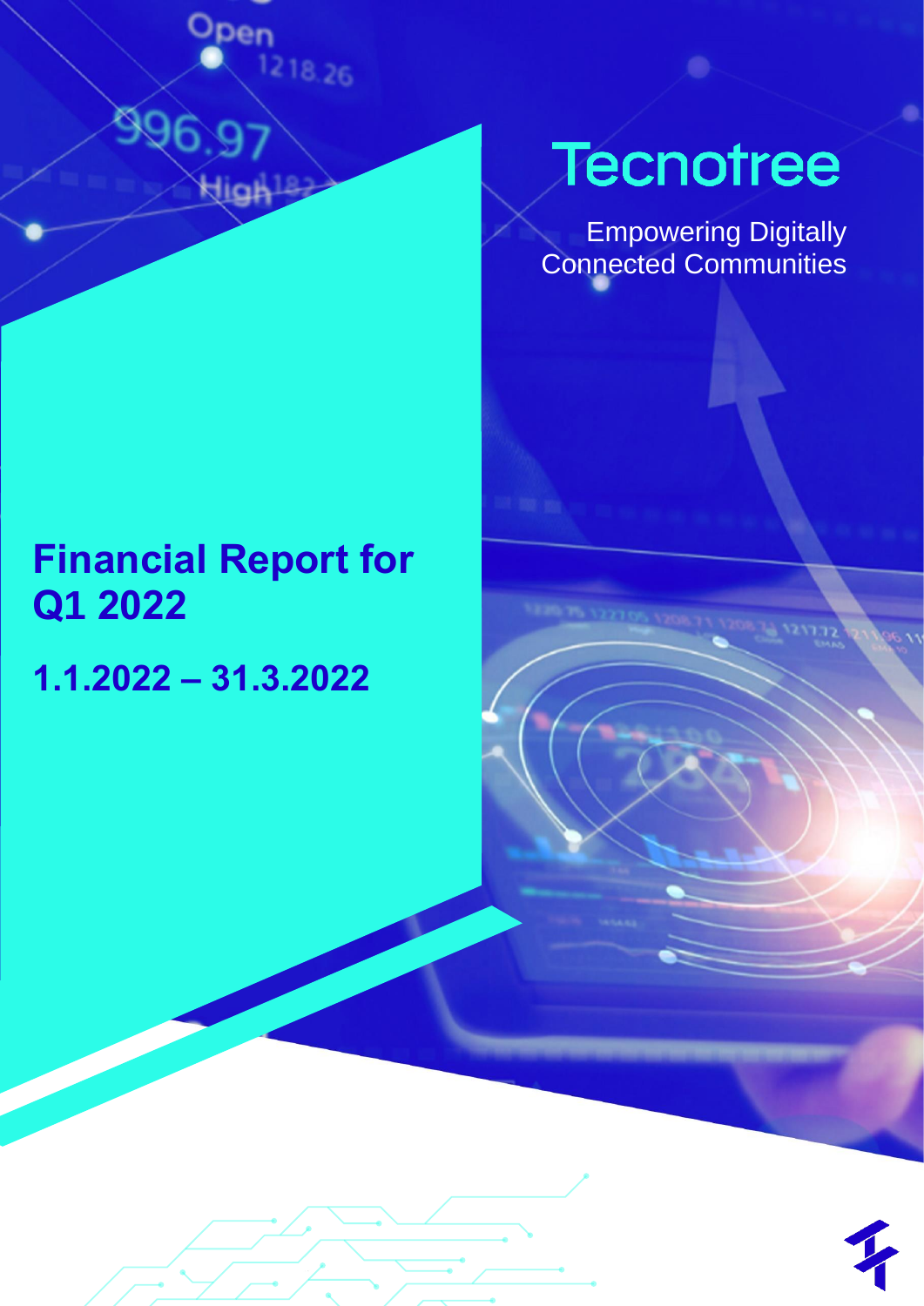# Tecnotree

Empowering Digitally Connected Communities

## Financial Report for Q1 2022

**1.1.2022 – 31.3.2022**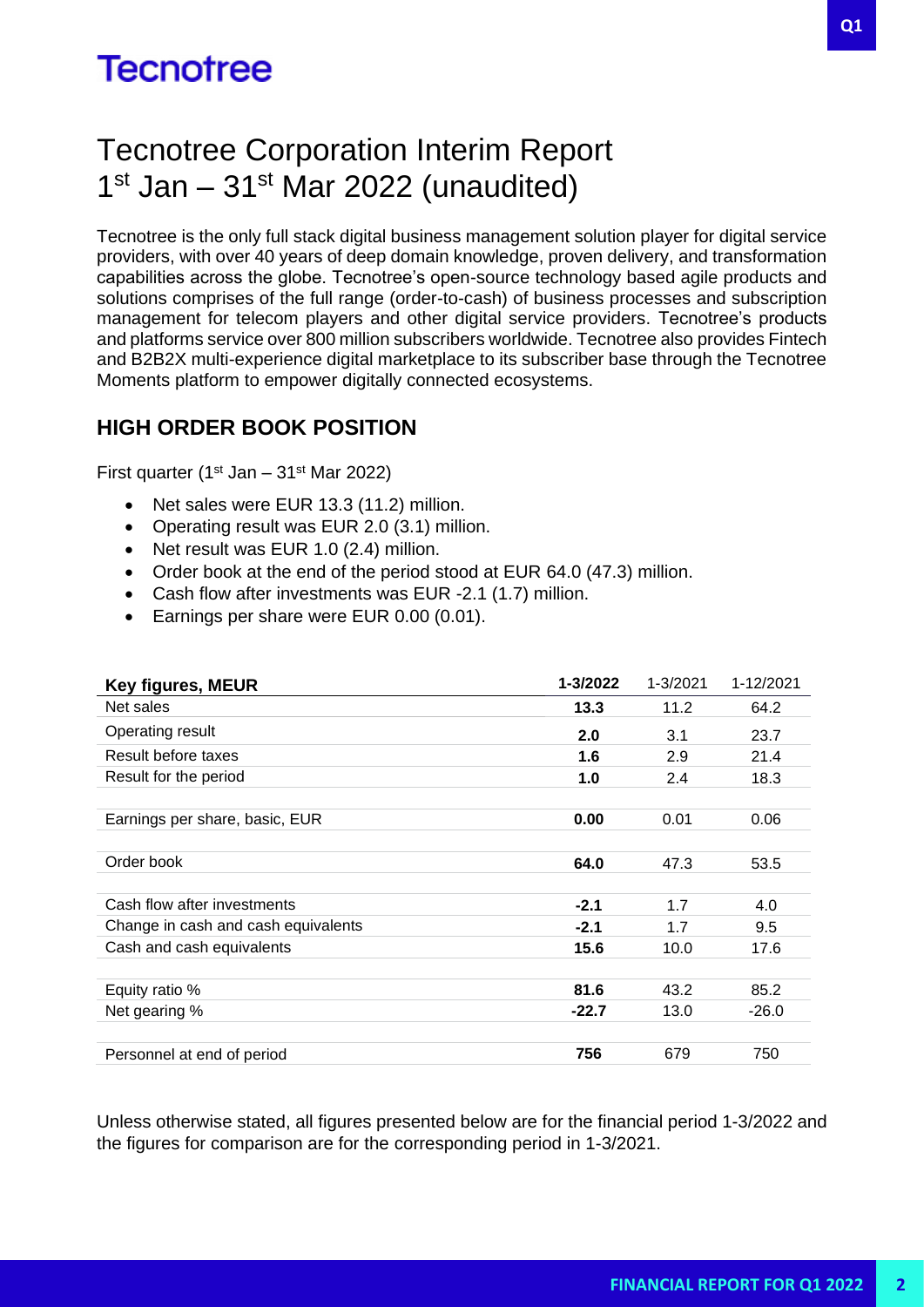# Tecnotree Corporation Interim Report 1st Jan – 31st Mar 2022 (unaudited)

Tecnotree is the only full stack digital business management solution player for digital service providers, with over 40 years of deep domain knowledge, proven delivery, and transformation capabilities across the globe. Tecnotree's open-source technology based agile products and solutions comprises of the full range (order-to-cash) of business processes and subscription management for telecom players and other digital service providers. Tecnotree's products and platforms service over 800 million subscribers worldwide. Tecnotree also provides Fintech and B2B2X multi-experience digital marketplace to its subscriber base through the Tecnotree Moments platform to empower digitally connected ecosystems.

## HIGH ORDER BOOK POSITION

First quarter (1st Jan – 31st Mar 2022)

- Net sales were EUR 13.3 (11.2) million.
- Operating result was EUR 2.0 (3.1) million.
- Net result was EUR 1.0 (2.4) million.
- Order book at the end of the period stood at EUR 64.0 (47.3) million.
- Cash flow after investments was EUR -2.1 (1.7) million.
- Earnings per share were EUR 0.00 (0.01).

| Key figures, MEUR | 1-3/2022 | 1-3/2021 | 1-12/2021 |
|---|---|---|---|
| Net sales | **13.3** | 11.2 | 64.2 |
| Operating result | **2.0** | 3.1 | 23.7 |
| Result before taxes | **1.6** | 2.9 | 21.4 |
| Result for the period | **1.0** | 2.4 | 18.3 |
| | | | |
| Earnings per share, basic, EUR | **0.00** | 0.01 | 0.06 |
| | | | |
| Order book | **64.0** | 47.3 | 53.5 |
| | | | |
| Cash flow after investments | **-2.1** | 1.7 | 4.0 |
| Change in cash and cash equivalents | **-2.1** | 1.7 | 9.5 |
| Cash and cash equivalents | **15.6** | 10.0 | 17.6 |
| | | | |
| Equity ratio % | **81.6** | 43.2 | 85.2 |
| Net gearing % | **-22.7** | 13.0 | -26.0 |
| | | | |
| Personnel at end of period | **756** | 679 | 750 |

Unless otherwise stated, all figures presented below are for the financial period 1-3/2022 and the figures for comparison are for the corresponding period in 1-3/2021.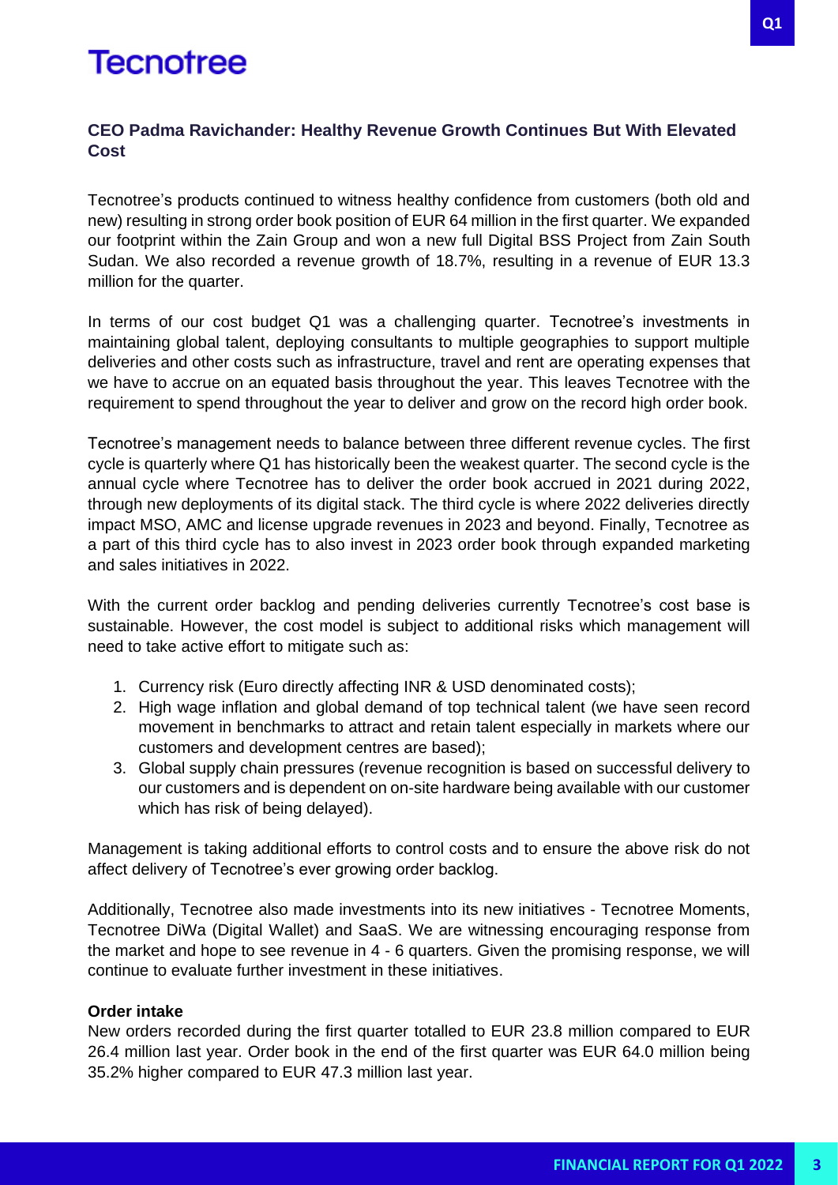## CEO Padma Ravichander: Healthy Revenue Growth Continues But With Elevated Cost

Tecnotree's products continued to witness healthy confidence from customers (both old and new) resulting in strong order book position of EUR 64 million in the first quarter. We expanded our footprint within the Zain Group and won a new full Digital BSS Project from Zain South Sudan. We also recorded a revenue growth of 18.7%, resulting in a revenue of EUR 13.3 million for the quarter.

In terms of our cost budget Q1 was a challenging quarter. Tecnotree's investments in maintaining global talent, deploying consultants to multiple geographies to support multiple deliveries and other costs such as infrastructure, travel and rent are operating expenses that we have to accrue on an equated basis throughout the year. This leaves Tecnotree with the requirement to spend throughout the year to deliver and grow on the record high order book.

Tecnotree's management needs to balance between three different revenue cycles. The first cycle is quarterly where Q1 has historically been the weakest quarter. The second cycle is the annual cycle where Tecnotree has to deliver the order book accrued in 2021 during 2022, through new deployments of its digital stack. The third cycle is where 2022 deliveries directly impact MSO, AMC and license upgrade revenues in 2023 and beyond. Finally, Tecnotree as a part of this third cycle has to also invest in 2023 order book through expanded marketing and sales initiatives in 2022.

With the current order backlog and pending deliveries currently Tecnotree's cost base is sustainable. However, the cost model is subject to additional risks which management will need to take active effort to mitigate such as:

1. Currency risk (Euro directly affecting INR & USD denominated costs);
2. High wage inflation and global demand of top technical talent (we have seen record movement in benchmarks to attract and retain talent especially in markets where our customers and development centres are based);
3. Global supply chain pressures (revenue recognition is based on successful delivery to our customers and is dependent on on-site hardware being available with our customer which has risk of being delayed).

Management is taking additional efforts to control costs and to ensure the above risk do not affect delivery of Tecnotree's ever growing order backlog.

Additionally, Tecnotree also made investments into its new initiatives - Tecnotree Moments, Tecnotree DiWa (Digital Wallet) and SaaS. We are witnessing encouraging response from the market and hope to see revenue in 4 - 6 quarters. Given the promising response, we will continue to evaluate further investment in these initiatives.

**Order intake**

New orders recorded during the first quarter totalled to EUR 23.8 million compared to EUR 26.4 million last year. Order book in the end of the first quarter was EUR 64.0 million being 35.2% higher compared to EUR 47.3 million last year.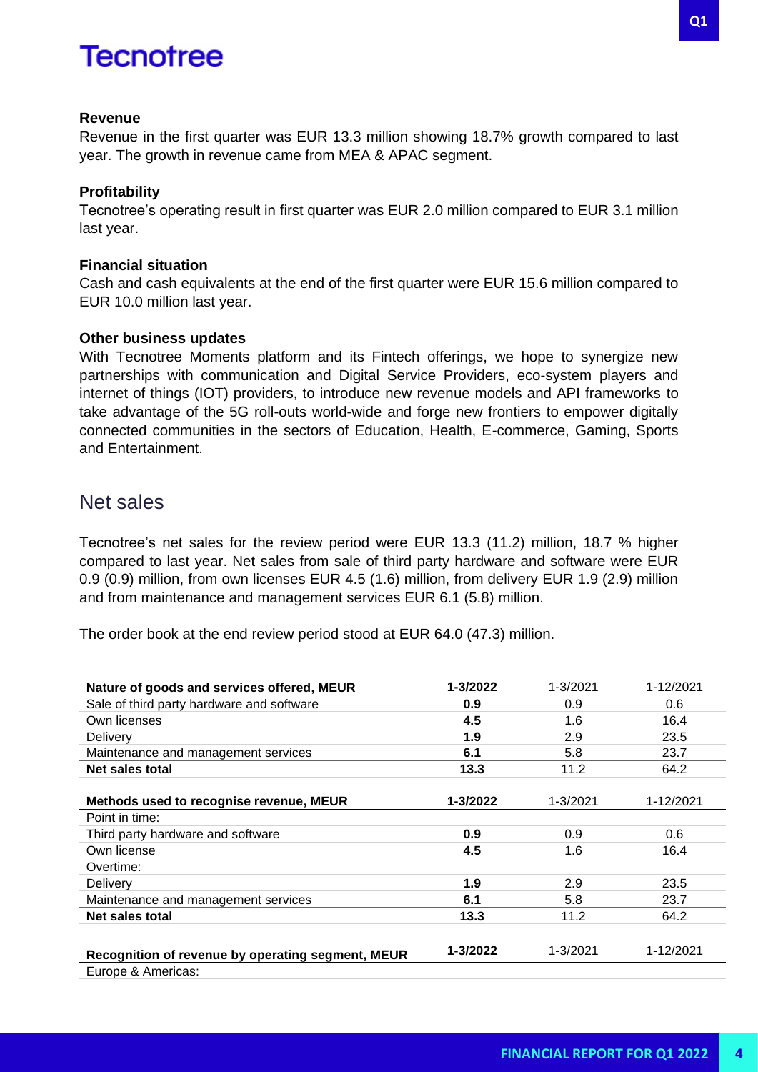### Revenue

Revenue in the first quarter was EUR 13.3 million showing 18.7% growth compared to last year. The growth in revenue came from MEA & APAC segment.

### Profitability

Tecnotree's operating result in first quarter was EUR 2.0 million compared to EUR 3.1 million last year.

### Financial situation

Cash and cash equivalents at the end of the first quarter were EUR 15.6 million compared to EUR 10.0 million last year.

### Other business updates

With Tecnotree Moments platform and its Fintech offerings, we hope to synergize new partnerships with communication and Digital Service Providers, eco-system players and internet of things (IOT) providers, to introduce new revenue models and API frameworks to take advantage of the 5G roll-outs world-wide and forge new frontiers to empower digitally connected communities in the sectors of Education, Health, E-commerce, Gaming, Sports and Entertainment.

## Net sales

Tecnotree's net sales for the review period were EUR 13.3 (11.2) million, 18.7 % higher compared to last year. Net sales from sale of third party hardware and software were EUR 0.9 (0.9) million, from own licenses EUR 4.5 (1.6) million, from delivery EUR 1.9 (2.9) million and from maintenance and management services EUR 6.1 (5.8) million.

The order book at the end review period stood at EUR 64.0 (47.3) million.

| Nature of goods and services offered, MEUR | 1-3/2022 | 1-3/2021 | 1-12/2021 |
|---|---|---|---|
| Sale of third party hardware and software | **0.9** | 0.9 | 0.6 |
| Own licenses | **4.5** | 1.6 | 16.4 |
| Delivery | **1.9** | 2.9 | 23.5 |
| Maintenance and management services | **6.1** | 5.8 | 23.7 |
| **Net sales total** | **13.3** | 11.2 | 64.2 |

| Methods used to recognise revenue, MEUR | 1-3/2022 | 1-3/2021 | 1-12/2021 |
|---|---|---|---|
| Point in time: | | | |
| Third party hardware and software | **0.9** | 0.9 | 0.6 |
| Own license | **4.5** | 1.6 | 16.4 |
| Overtime: | | | |
| Delivery | **1.9** | 2.9 | 23.5 |
| Maintenance and management services | **6.1** | 5.8 | 23.7 |
| **Net sales total** | **13.3** | 11.2 | 64.2 |

| Recognition of revenue by operating segment, MEUR | 1-3/2022 | 1-3/2021 | 1-12/2021 |
|---|---|---|---|
| Europe & Americas: | | | |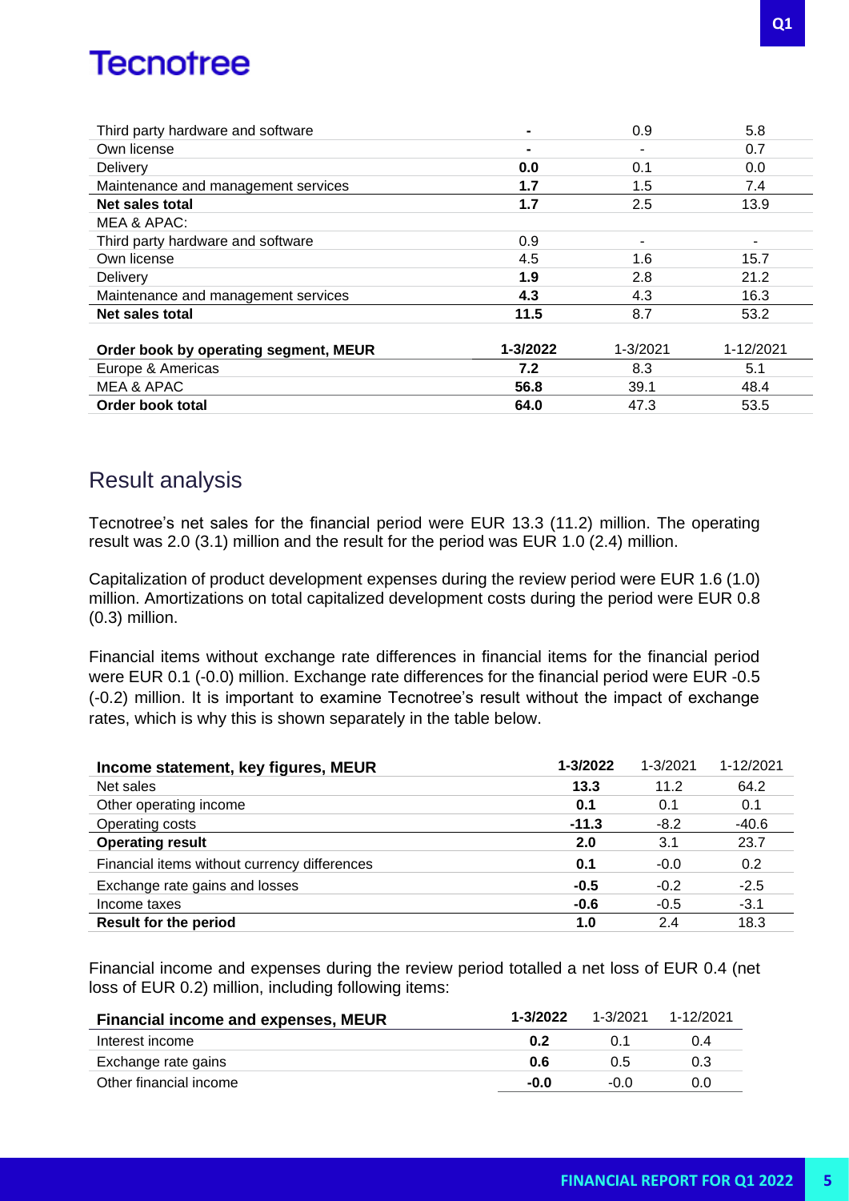| | | | |
|---|---|---|---|
| Third party hardware and software | **-** | 0.9 | 5.8 |
| Own license | **-** | - | 0.7 |
| Delivery | **0.0** | 0.1 | 0.0 |
| Maintenance and management services | **1.7** | 1.5 | 7.4 |
| **Net sales total** | **1.7** | 2.5 | 13.9 |
| MEA & APAC: | | | |
| Third party hardware and software | 0.9 | - | - |
| Own license | 4.5 | 1.6 | 15.7 |
| Delivery | **1.9** | 2.8 | 21.2 |
| Maintenance and management services | **4.3** | 4.3 | 16.3 |
| **Net sales total** | **11.5** | 8.7 | 53.2 |

| Order book by operating segment, MEUR | 1-3/2022 | 1-3/2021 | 1-12/2021 |
|---|---|---|---|
| Europe & Americas | **7.2** | 8.3 | 5.1 |
| MEA & APAC | **56.8** | 39.1 | 48.4 |
| **Order book total** | **64.0** | 47.3 | 53.5 |

## Result analysis

Tecnotree's net sales for the financial period were EUR 13.3 (11.2) million. The operating result was 2.0 (3.1) million and the result for the period was EUR 1.0 (2.4) million.

Capitalization of product development expenses during the review period were EUR 1.6 (1.0) million. Amortizations on total capitalized development costs during the period were EUR 0.8 (0.3) million.

Financial items without exchange rate differences in financial items for the financial period were EUR 0.1 (-0.0) million. Exchange rate differences for the financial period were EUR -0.5 (-0.2) million. It is important to examine Tecnotree's result without the impact of exchange rates, which is why this is shown separately in the table below.

| Income statement, key figures, MEUR | 1-3/2022 | 1-3/2021 | 1-12/2021 |
|---|---|---|---|
| Net sales | **13.3** | 11.2 | 64.2 |
| Other operating income | **0.1** | 0.1 | 0.1 |
| Operating costs | **-11.3** | -8.2 | -40.6 |
| **Operating result** | **2.0** | 3.1 | 23.7 |
| Financial items without currency differences | **0.1** | -0.0 | 0.2 |
| Exchange rate gains and losses | **-0.5** | -0.2 | -2.5 |
| Income taxes | **-0.6** | -0.5 | -3.1 |
| **Result for the period** | **1.0** | 2.4 | 18.3 |

Financial income and expenses during the review period totalled a net loss of EUR 0.4 (net loss of EUR 0.2) million, including following items:

| Financial income and expenses, MEUR | 1-3/2022 | 1-3/2021 | 1-12/2021 |
|---|---|---|---|
| Interest income | **0.2** | 0.1 | 0.4 |
| Exchange rate gains | **0.6** | 0.5 | 0.3 |
| Other financial income | **-0.0** | -0.0 | 0.0 |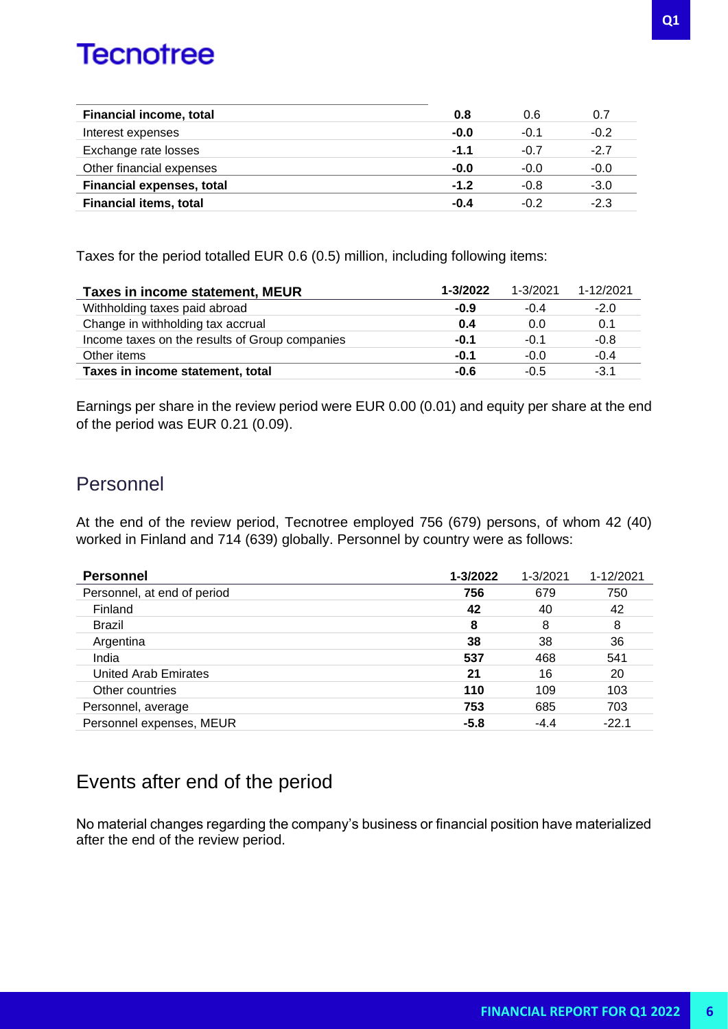| | | | |
|---|---|---|---|
| **Financial income, total** | **0.8** | 0.6 | 0.7 |
| Interest expenses | **-0.0** | -0.1 | -0.2 |
| Exchange rate losses | **-1.1** | -0.7 | -2.7 |
| Other financial expenses | **-0.0** | -0.0 | -0.0 |
| **Financial expenses, total** | **-1.2** | -0.8 | -3.0 |
| **Financial items, total** | **-0.4** | -0.2 | -2.3 |

Taxes for the period totalled EUR 0.6 (0.5) million, including following items:

| Taxes in income statement, MEUR | 1-3/2022 | 1-3/2021 | 1-12/2021 |
|---|---|---|---|
| Withholding taxes paid abroad | **-0.9** | -0.4 | -2.0 |
| Change in withholding tax accrual | **0.4** | 0.0 | 0.1 |
| Income taxes on the results of Group companies | **-0.1** | -0.1 | -0.8 |
| Other items | **-0.1** | -0.0 | -0.4 |
| **Taxes in income statement, total** | **-0.6** | -0.5 | -3.1 |

Earnings per share in the review period were EUR 0.00 (0.01) and equity per share at the end of the period was EUR 0.21 (0.09).

## Personnel

At the end of the review period, Tecnotree employed 756 (679) persons, of whom 42 (40) worked in Finland and 714 (639) globally. Personnel by country were as follows:

| Personnel | 1-3/2022 | 1-3/2021 | 1-12/2021 |
|---|---|---|---|
| Personnel, at end of period | **756** | 679 | 750 |
| Finland | **42** | 40 | 42 |
| Brazil | **8** | 8 | 8 |
| Argentina | **38** | 38 | 36 |
| India | **537** | 468 | 541 |
| United Arab Emirates | **21** | 16 | 20 |
| Other countries | **110** | 109 | 103 |
| Personnel, average | **753** | 685 | 703 |
| Personnel expenses, MEUR | **-5.8** | -4.4 | -22.1 |

## Events after end of the period

No material changes regarding the company's business or financial position have materialized after the end of the review period.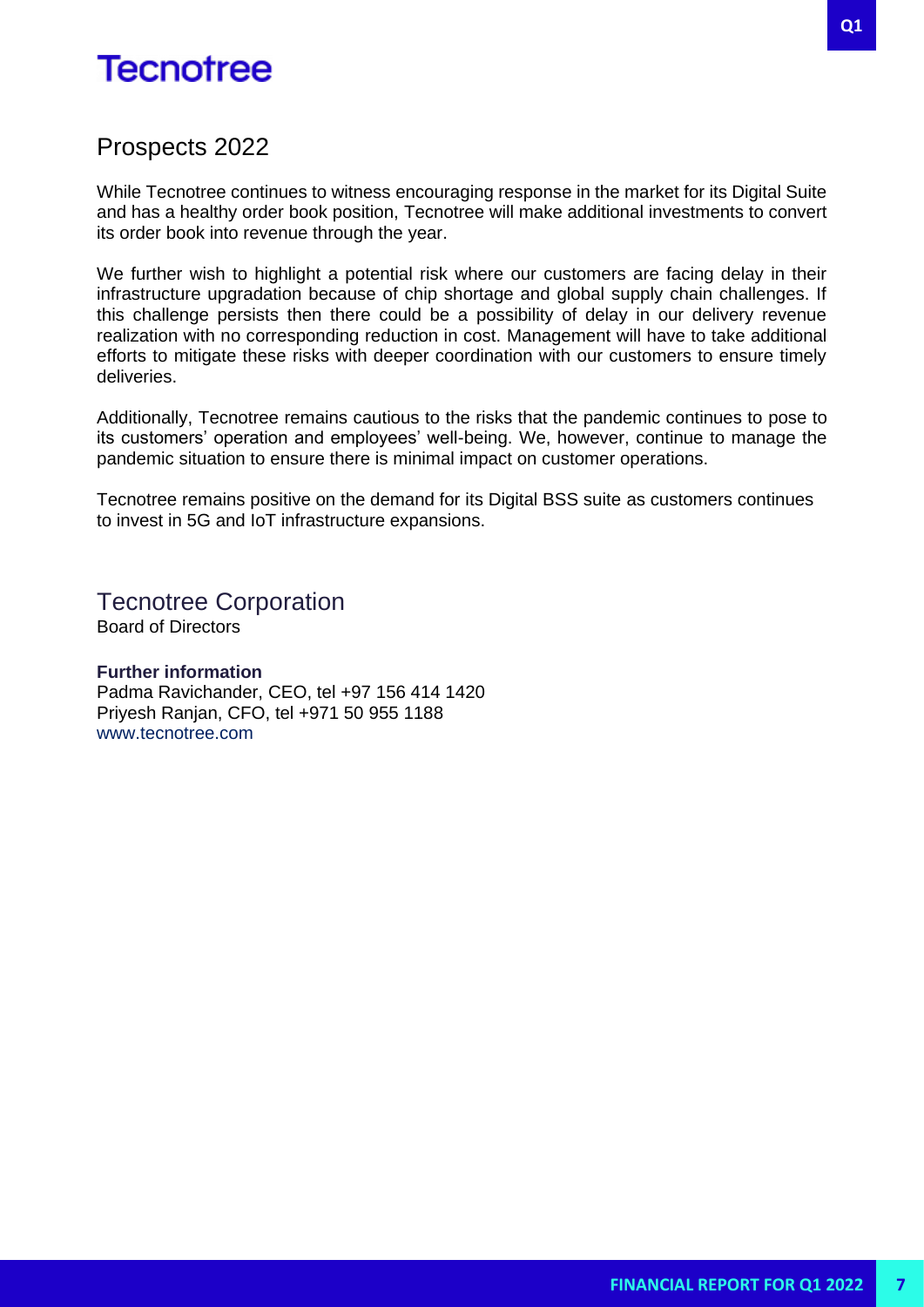## Prospects 2022

While Tecnotree continues to witness encouraging response in the market for its Digital Suite and has a healthy order book position, Tecnotree will make additional investments to convert its order book into revenue through the year.

We further wish to highlight a potential risk where our customers are facing delay in their infrastructure upgradation because of chip shortage and global supply chain challenges. If this challenge persists then there could be a possibility of delay in our delivery revenue realization with no corresponding reduction in cost. Management will have to take additional efforts to mitigate these risks with deeper coordination with our customers to ensure timely deliveries.

Additionally, Tecnotree remains cautious to the risks that the pandemic continues to pose to its customers' operation and employees' well-being. We, however, continue to manage the pandemic situation to ensure there is minimal impact on customer operations.

Tecnotree remains positive on the demand for its Digital BSS suite as customers continues to invest in 5G and IoT infrastructure expansions.

## Tecnotree Corporation

Board of Directors

**Further information**
Padma Ravichander, CEO, tel +97 156 414 1420
Priyesh Ranjan, CFO, tel +971 50 955 1188
www.tecnotree.com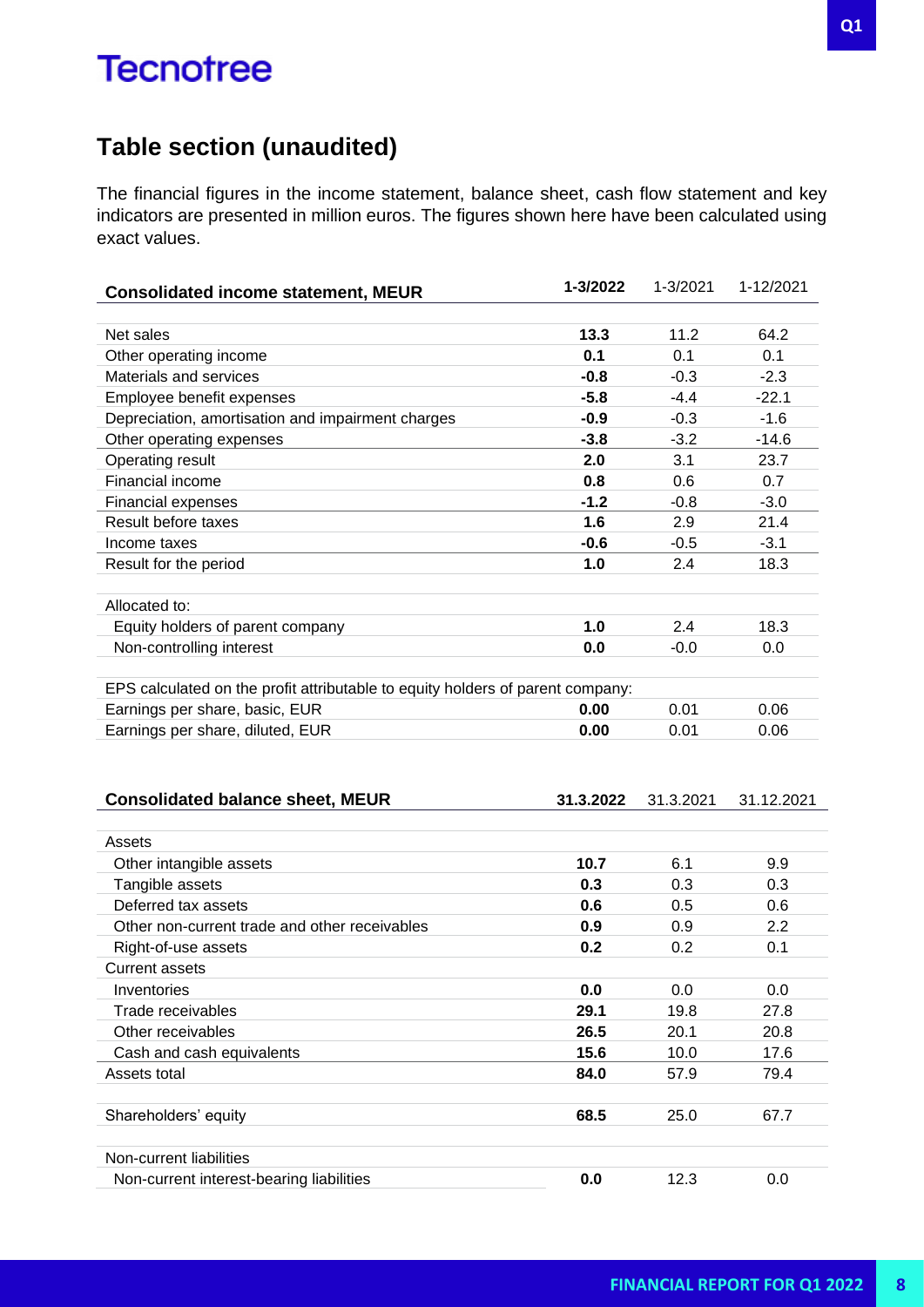## Table section (unaudited)

The financial figures in the income statement, balance sheet, cash flow statement and key indicators are presented in million euros. The figures shown here have been calculated using exact values.

| Consolidated income statement, MEUR | 1-3/2022 | 1-3/2021 | 1-12/2021 |
|---|---|---|---|
| Net sales | **13.3** | 11.2 | 64.2 |
| Other operating income | **0.1** | 0.1 | 0.1 |
| Materials and services | **-0.8** | -0.3 | -2.3 |
| Employee benefit expenses | **-5.8** | -4.4 | -22.1 |
| Depreciation, amortisation and impairment charges | **-0.9** | -0.3 | -1.6 |
| Other operating expenses | **-3.8** | -3.2 | -14.6 |
| Operating result | **2.0** | 3.1 | 23.7 |
| Financial income | **0.8** | 0.6 | 0.7 |
| Financial expenses | **-1.2** | -0.8 | -3.0 |
| Result before taxes | **1.6** | 2.9 | 21.4 |
| Income taxes | **-0.6** | -0.5 | -3.1 |
| Result for the period | **1.0** | 2.4 | 18.3 |
| | | | |
| Allocated to: | | | |
| Equity holders of parent company | **1.0** | 2.4 | 18.3 |
| Non-controlling interest | **0.0** | -0.0 | 0.0 |
| | | | |
| EPS calculated on the profit attributable to equity holders of parent company: | | | |
| Earnings per share, basic, EUR | **0.00** | 0.01 | 0.06 |
| Earnings per share, diluted, EUR | **0.00** | 0.01 | 0.06 |

| Consolidated balance sheet, MEUR | 31.3.2022 | 31.3.2021 | 31.12.2021 |
|---|---|---|---|
| Assets | | | |
| Other intangible assets | **10.7** | 6.1 | 9.9 |
| Tangible assets | **0.3** | 0.3 | 0.3 |
| Deferred tax assets | **0.6** | 0.5 | 0.6 |
| Other non-current trade and other receivables | **0.9** | 0.9 | 2.2 |
| Right-of-use assets | **0.2** | 0.2 | 0.1 |
| Current assets | | | |
| Inventories | **0.0** | 0.0 | 0.0 |
| Trade receivables | **29.1** | 19.8 | 27.8 |
| Other receivables | **26.5** | 20.1 | 20.8 |
| Cash and cash equivalents | **15.6** | 10.0 | 17.6 |
| Assets total | **84.0** | 57.9 | 79.4 |
| | | | |
| Shareholders' equity | **68.5** | 25.0 | 67.7 |
| | | | |
| Non-current liabilities | | | |
| Non-current interest-bearing liabilities | **0.0** | 12.3 | 0.0 |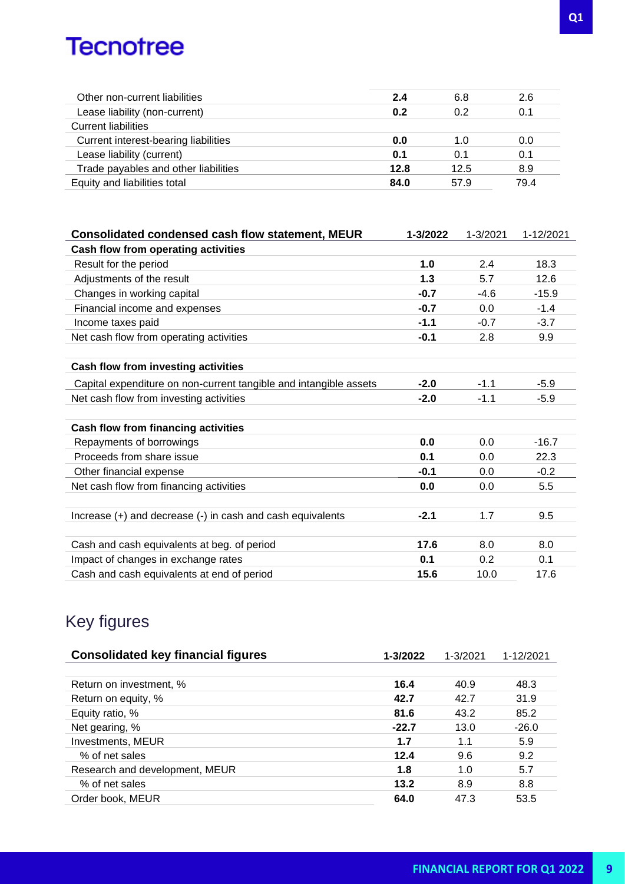| | | | |
|---|---|---|---|
| Other non-current liabilities | **2.4** | 6.8 | 2.6 |
| Lease liability (non-current) | **0.2** | 0.2 | 0.1 |
| Current liabilities | | | |
| Current interest-bearing liabilities | **0.0** | 1.0 | 0.0 |
| Lease liability (current) | **0.1** | 0.1 | 0.1 |
| Trade payables and other liabilities | **12.8** | 12.5 | 8.9 |
| Equity and liabilities total | **84.0** | 57.9 | 79.4 |

| Consolidated condensed cash flow statement, MEUR | 1-3/2022 | 1-3/2021 | 1-12/2021 |
|---|---|---|---|
| **Cash flow from operating activities** | | | |
| Result for the period | **1.0** | 2.4 | 18.3 |
| Adjustments of the result | **1.3** | 5.7 | 12.6 |
| Changes in working capital | **-0.7** | -4.6 | -15.9 |
| Financial income and expenses | **-0.7** | 0.0 | -1.4 |
| Income taxes paid | **-1.1** | -0.7 | -3.7 |
| Net cash flow from operating activities | **-0.1** | 2.8 | 9.9 |
| | | | |
| **Cash flow from investing activities** | | | |
| Capital expenditure on non-current tangible and intangible assets | **-2.0** | -1.1 | -5.9 |
| Net cash flow from investing activities | **-2.0** | -1.1 | -5.9 |
| | | | |
| **Cash flow from financing activities** | | | |
| Repayments of borrowings | **0.0** | 0.0 | -16.7 |
| Proceeds from share issue | **0.1** | 0.0 | 22.3 |
| Other financial expense | **-0.1** | 0.0 | -0.2 |
| Net cash flow from financing activities | **0.0** | 0.0 | 5.5 |
| | | | |
| Increase (+) and decrease (-) in cash and cash equivalents | **-2.1** | 1.7 | 9.5 |
| | | | |
| Cash and cash equivalents at beg. of period | **17.6** | 8.0 | 8.0 |
| Impact of changes in exchange rates | **0.1** | 0.2 | 0.1 |
| Cash and cash equivalents at end of period | **15.6** | 10.0 | 17.6 |

# Key figures

| Consolidated key financial figures | 1-3/2022 | 1-3/2021 | 1-12/2021 |
|---|---|---|---|
| Return on investment, % | **16.4** | 40.9 | 48.3 |
| Return on equity, % | **42.7** | 42.7 | 31.9 |
| Equity ratio, % | **81.6** | 43.2 | 85.2 |
| Net gearing, % | **-22.7** | 13.0 | -26.0 |
| Investments, MEUR | **1.7** | 1.1 | 5.9 |
| % of net sales | **12.4** | 9.6 | 9.2 |
| Research and development, MEUR | **1.8** | 1.0 | 5.7 |
| % of net sales | **13.2** | 8.9 | 8.8 |
| Order book, MEUR | **64.0** | 47.3 | 53.5 |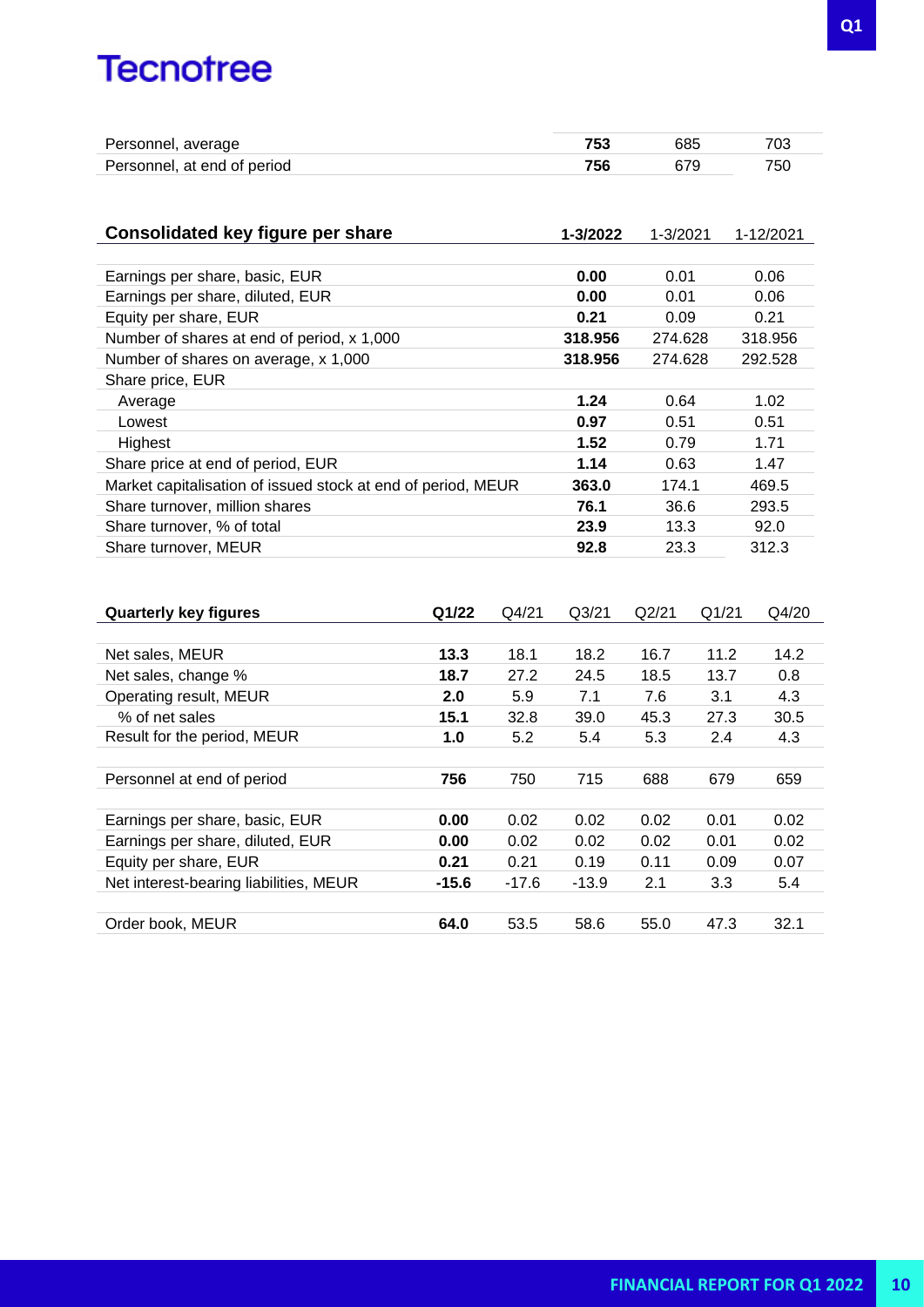| | | | |
|---|---|---|---|
| Personnel, average | **753** | 685 | 703 |
| Personnel, at end of period | **756** | 679 | 750 |

| Consolidated key figure per share | 1-3/2022 | 1-3/2021 | 1-12/2021 |
|---|---|---|---|
| Earnings per share, basic, EUR | **0.00** | 0.01 | 0.06 |
| Earnings per share, diluted, EUR | **0.00** | 0.01 | 0.06 |
| Equity per share, EUR | **0.21** | 0.09 | 0.21 |
| Number of shares at end of period, x 1,000 | **318.956** | 274.628 | 318.956 |
| Number of shares on average, x 1,000 | **318.956** | 274.628 | 292.528 |
| Share price, EUR | | | |
| Average | **1.24** | 0.64 | 1.02 |
| Lowest | **0.97** | 0.51 | 0.51 |
| Highest | **1.52** | 0.79 | 1.71 |
| Share price at end of period, EUR | **1.14** | 0.63 | 1.47 |
| Market capitalisation of issued stock at end of period, MEUR | **363.0** | 174.1 | 469.5 |
| Share turnover, million shares | **76.1** | 36.6 | 293.5 |
| Share turnover, % of total | **23.9** | 13.3 | 92.0 |
| Share turnover, MEUR | **92.8** | 23.3 | 312.3 |

| Quarterly key figures | Q1/22 | Q4/21 | Q3/21 | Q2/21 | Q1/21 | Q4/20 |
|---|---|---|---|---|---|---|
| Net sales, MEUR | **13.3** | 18.1 | 18.2 | 16.7 | 11.2 | 14.2 |
| Net sales, change % | **18.7** | 27.2 | 24.5 | 18.5 | 13.7 | 0.8 |
| Operating result, MEUR | **2.0** | 5.9 | 7.1 | 7.6 | 3.1 | 4.3 |
| % of net sales | **15.1** | 32.8 | 39.0 | 45.3 | 27.3 | 30.5 |
| Result for the period, MEUR | **1.0** | 5.2 | 5.4 | 5.3 | 2.4 | 4.3 |
| | | | | | | |
| Personnel at end of period | **756** | 750 | 715 | 688 | 679 | 659 |
| | | | | | | |
| Earnings per share, basic, EUR | **0.00** | 0.02 | 0.02 | 0.02 | 0.01 | 0.02 |
| Earnings per share, diluted, EUR | **0.00** | 0.02 | 0.02 | 0.02 | 0.01 | 0.02 |
| Equity per share, EUR | **0.21** | 0.21 | 0.19 | 0.11 | 0.09 | 0.07 |
| Net interest-bearing liabilities, MEUR | **-15.6** | -17.6 | -13.9 | 2.1 | 3.3 | 5.4 |
| | | | | | | |
| Order book, MEUR | **64.0** | 53.5 | 58.6 | 55.0 | 47.3 | 32.1 |